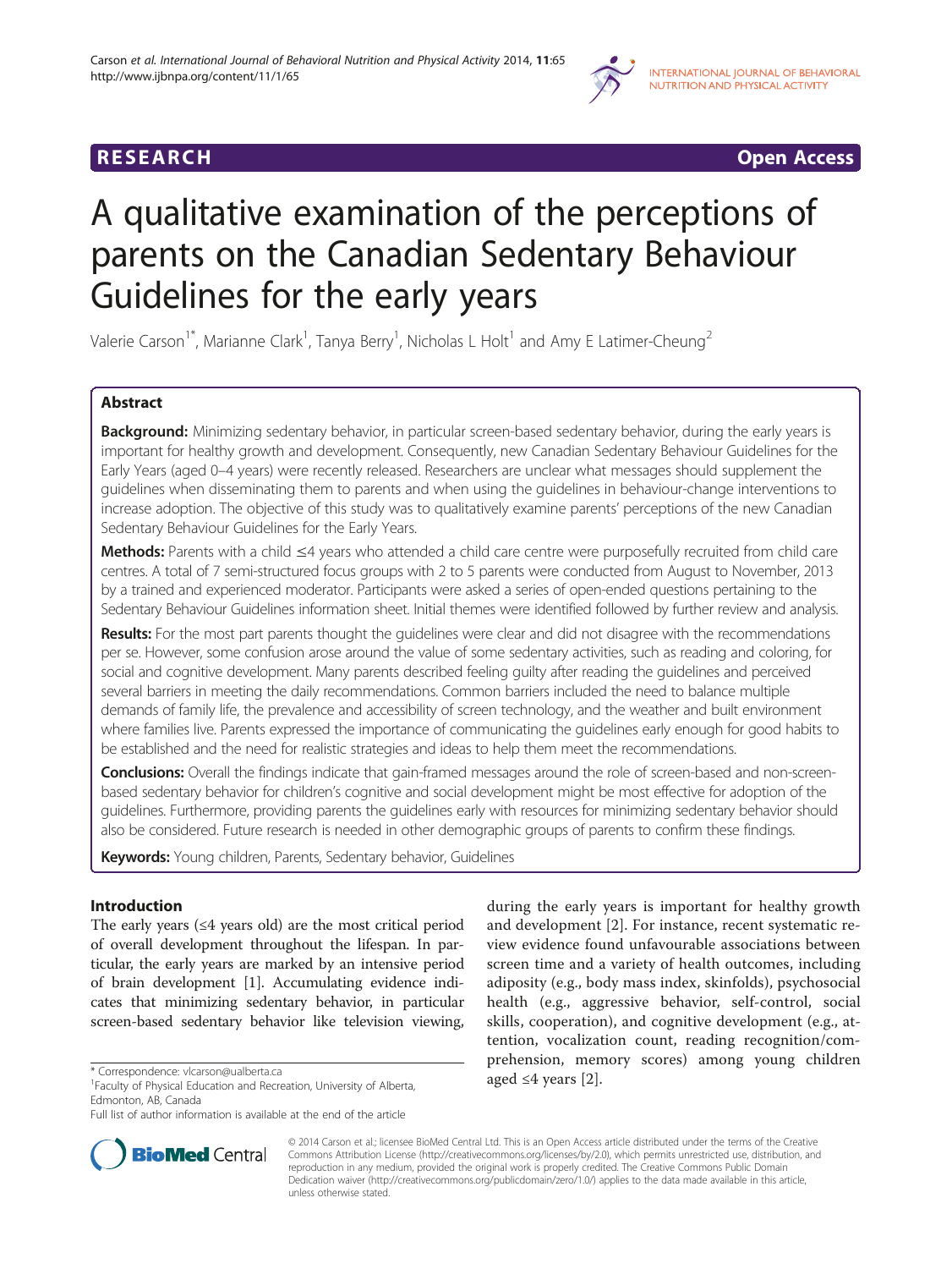RESEARCH Open Access

# A qualitative examination of the perceptions of parents on the Canadian Sedentary Behaviour Guidelines for the early years

Valerie Carson[1*], Marianne Clark[1], Tanya Berry[1], Nicholas L Holt[1] and Amy E Latimer-Cheung[2]

## Abstract

**Background:** Minimizing sedentary behavior, in particular screen-based sedentary behavior, during the early years is important for healthy growth and development. Consequently, new Canadian Sedentary Behaviour Guidelines for the Early Years (aged 0–4 years) were recently released. Researchers are unclear what messages should supplement the guidelines when disseminating them to parents and when using the guidelines in behaviour-change interventions to increase adoption. The objective of this study was to qualitatively examine parents' perceptions of the new Canadian Sedentary Behaviour Guidelines for the Early Years.

**Methods:** Parents with a child ≤4 years who attended a child care centre were purposefully recruited from child care centres. A total of 7 semi-structured focus groups with 2 to 5 parents were conducted from August to November, 2013 by a trained and experienced moderator. Participants were asked a series of open-ended questions pertaining to the Sedentary Behaviour Guidelines information sheet. Initial themes were identified followed by further review and analysis.

**Results:** For the most part parents thought the guidelines were clear and did not disagree with the recommendations per se. However, some confusion arose around the value of some sedentary activities, such as reading and coloring, for social and cognitive development. Many parents described feeling guilty after reading the guidelines and perceived several barriers in meeting the daily recommendations. Common barriers included the need to balance multiple demands of family life, the prevalence and accessibility of screen technology, and the weather and built environment where families live. Parents expressed the importance of communicating the guidelines early enough for good habits to be established and the need for realistic strategies and ideas to help them meet the recommendations.

**Conclusions:** Overall the findings indicate that gain-framed messages around the role of screen-based and non-screen-based sedentary behavior for children's cognitive and social development might be most effective for adoption of the guidelines. Furthermore, providing parents the guidelines early with resources for minimizing sedentary behavior should also be considered. Future research is needed in other demographic groups of parents to confirm these findings.

**Keywords:** Young children, Parents, Sedentary behavior, Guidelines

## Introduction

The early years (≤4 years old) are the most critical period of overall development throughout the lifespan. In particular, the early years are marked by an intensive period of brain development [1]. Accumulating evidence indicates that minimizing sedentary behavior, in particular screen-based sedentary behavior like television viewing, during the early years is important for healthy growth and development [2]. For instance, recent systematic review evidence found unfavourable associations between screen time and a variety of health outcomes, including adiposity (e.g., body mass index, skinfolds), psychosocial health (e.g., aggressive behavior, self-control, social skills, cooperation), and cognitive development (e.g., attention, vocalization count, reading recognition/comprehension, memory scores) among young children aged ≤4 years [2].

\* Correspondence: vlcarson@ualberta.ca

[1]Faculty of Physical Education and Recreation, University of Alberta, Edmonton, AB, Canada

Full list of author information is available at the end of the article

© 2014 Carson et al.; licensee BioMed Central Ltd. This is an Open Access article distributed under the terms of the Creative Commons Attribution License (http://creativecommons.org/licenses/by/2.0), which permits unrestricted use, distribution, and reproduction in any medium, provided the original work is properly credited. The Creative Commons Public Domain Dedication waiver (http://creativecommons.org/publicdomain/zero/1.0/) applies to the data made available in this article, unless otherwise stated.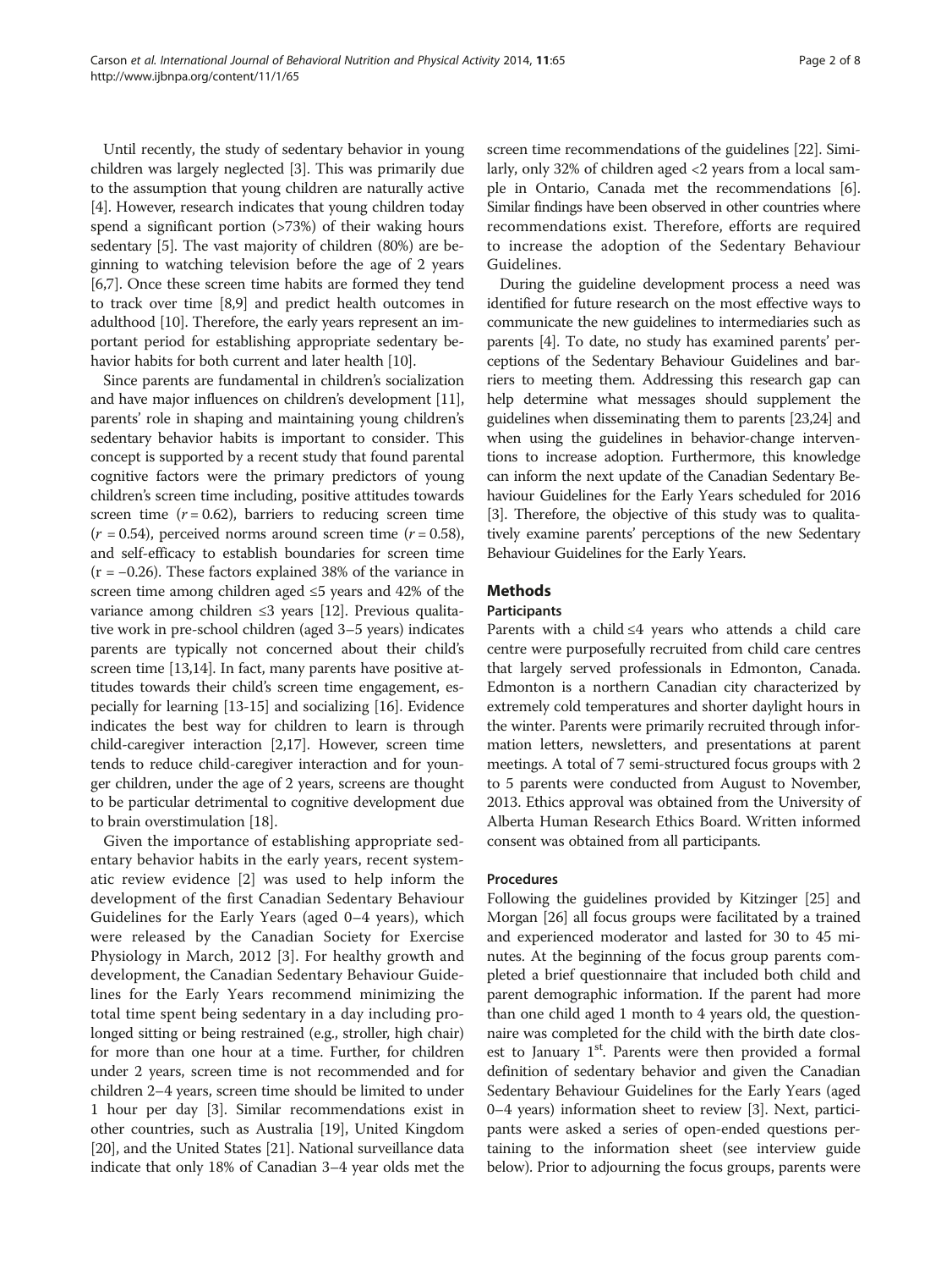Until recently, the study of sedentary behavior in young children was largely neglected [3]. This was primarily due to the assumption that young children are naturally active [4]. However, research indicates that young children today spend a significant portion (>73%) of their waking hours sedentary [5]. The vast majority of children (80%) are beginning to watching television before the age of 2 years [6,7]. Once these screen time habits are formed they tend to track over time [8,9] and predict health outcomes in adulthood [10]. Therefore, the early years represent an important period for establishing appropriate sedentary behavior habits for both current and later health [10].

Since parents are fundamental in children's socialization and have major influences on children's development [11], parents' role in shaping and maintaining young children's sedentary behavior habits is important to consider. This concept is supported by a recent study that found parental cognitive factors were the primary predictors of young children's screen time including, positive attitudes towards screen time ($r = 0.62$), barriers to reducing screen time ($r = 0.54$), perceived norms around screen time ($r = 0.58$), and self-efficacy to establish boundaries for screen time ($r = -0.26$). These factors explained 38% of the variance in screen time among children aged ≤5 years and 42% of the variance among children ≤3 years [12]. Previous qualitative work in pre-school children (aged 3–5 years) indicates parents are typically not concerned about their child's screen time [13,14]. In fact, many parents have positive attitudes towards their child's screen time engagement, especially for learning [13-15] and socializing [16]. Evidence indicates the best way for children to learn is through child-caregiver interaction [2,17]. However, screen time tends to reduce child-caregiver interaction and for younger children, under the age of 2 years, screens are thought to be particular detrimental to cognitive development due to brain overstimulation [18].

Given the importance of establishing appropriate sedentary behavior habits in the early years, recent systematic review evidence [2] was used to help inform the development of the first Canadian Sedentary Behaviour Guidelines for the Early Years (aged 0–4 years), which were released by the Canadian Society for Exercise Physiology in March, 2012 [3]. For healthy growth and development, the Canadian Sedentary Behaviour Guidelines for the Early Years recommend minimizing the total time spent being sedentary in a day including prolonged sitting or being restrained (e.g., stroller, high chair) for more than one hour at a time. Further, for children under 2 years, screen time is not recommended and for children 2–4 years, screen time should be limited to under 1 hour per day [3]. Similar recommendations exist in other countries, such as Australia [19], United Kingdom [20], and the United States [21]. National surveillance data indicate that only 18% of Canadian 3–4 year olds met the screen time recommendations of the guidelines [22]. Similarly, only 32% of children aged <2 years from a local sample in Ontario, Canada met the recommendations [6]. Similar findings have been observed in other countries where recommendations exist. Therefore, efforts are required to increase the adoption of the Sedentary Behaviour Guidelines.

During the guideline development process a need was identified for future research on the most effective ways to communicate the new guidelines to intermediaries such as parents [4]. To date, no study has examined parents' perceptions of the Sedentary Behaviour Guidelines and barriers to meeting them. Addressing this research gap can help determine what messages should supplement the guidelines when disseminating them to parents [23,24] and when using the guidelines in behavior-change interventions to increase adoption. Furthermore, this knowledge can inform the next update of the Canadian Sedentary Behaviour Guidelines for the Early Years scheduled for 2016 [3]. Therefore, the objective of this study was to qualitatively examine parents' perceptions of the new Sedentary Behaviour Guidelines for the Early Years.

## Methods

### Participants

Parents with a child ≤4 years who attends a child care centre were purposefully recruited from child care centres that largely served professionals in Edmonton, Canada. Edmonton is a northern Canadian city characterized by extremely cold temperatures and shorter daylight hours in the winter. Parents were primarily recruited through information letters, newsletters, and presentations at parent meetings. A total of 7 semi-structured focus groups with 2 to 5 parents were conducted from August to November, 2013. Ethics approval was obtained from the University of Alberta Human Research Ethics Board. Written informed consent was obtained from all participants.

### Procedures

Following the guidelines provided by Kitzinger [25] and Morgan [26] all focus groups were facilitated by a trained and experienced moderator and lasted for 30 to 45 minutes. At the beginning of the focus group parents completed a brief questionnaire that included both child and parent demographic information. If the parent had more than one child aged 1 month to 4 years old, the questionnaire was completed for the child with the birth date closest to January 1st. Parents were then provided a formal definition of sedentary behavior and given the Canadian Sedentary Behaviour Guidelines for the Early Years (aged 0–4 years) information sheet to review [3]. Next, participants were asked a series of open-ended questions pertaining to the information sheet (see interview guide below). Prior to adjourning the focus groups, parents were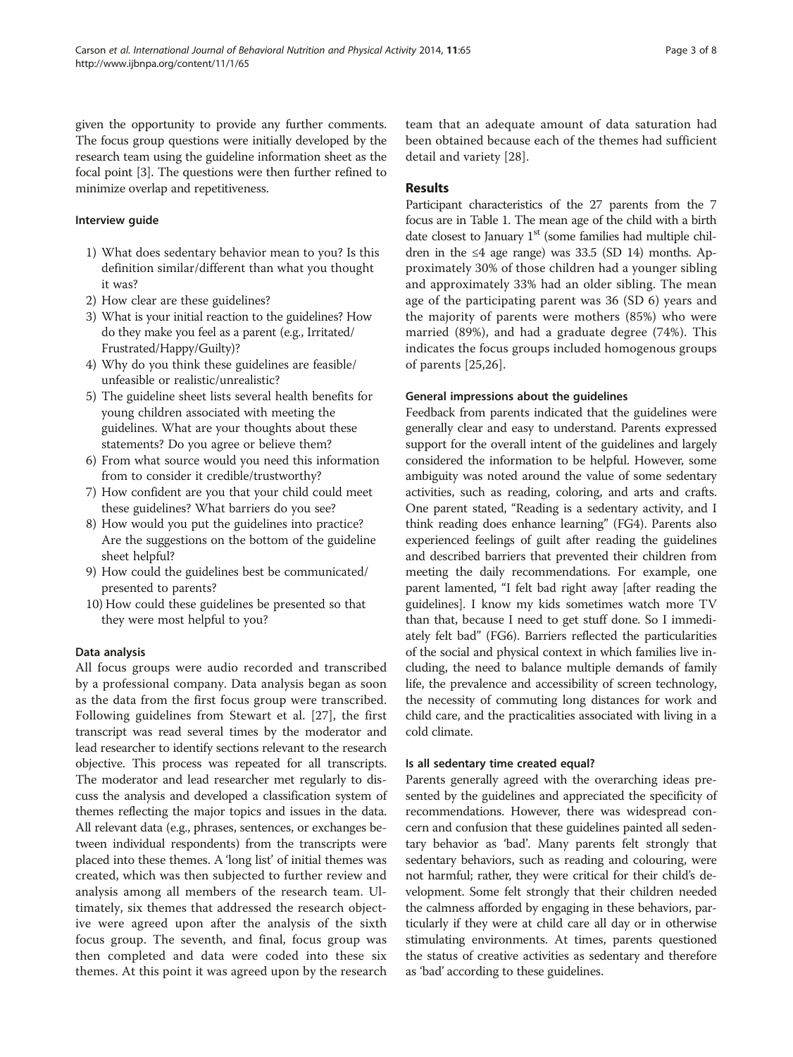given the opportunity to provide any further comments. The focus group questions were initially developed by the research team using the guideline information sheet as the focal point [3]. The questions were then further refined to minimize overlap and repetitiveness.

#### Interview guide

1) What does sedentary behavior mean to you? Is this definition similar/different than what you thought it was?
2) How clear are these guidelines?
3) What is your initial reaction to the guidelines? How do they make you feel as a parent (e.g., Irritated/Frustrated/Happy/Guilty)?
4) Why do you think these guidelines are feasible/unfeasible or realistic/unrealistic?
5) The guideline sheet lists several health benefits for young children associated with meeting the guidelines. What are your thoughts about these statements? Do you agree or believe them?
6) From what source would you need this information from to consider it credible/trustworthy?
7) How confident are you that your child could meet these guidelines? What barriers do you see?
8) How would you put the guidelines into practice? Are the suggestions on the bottom of the guideline sheet helpful?
9) How could the guidelines best be communicated/presented to parents?
10) How could these guidelines be presented so that they were most helpful to you?

#### Data analysis

All focus groups were audio recorded and transcribed by a professional company. Data analysis began as soon as the data from the first focus group were transcribed. Following guidelines from Stewart et al. [27], the first transcript was read several times by the moderator and lead researcher to identify sections relevant to the research objective. This process was repeated for all transcripts. The moderator and lead researcher met regularly to discuss the analysis and developed a classification system of themes reflecting the major topics and issues in the data. All relevant data (e.g., phrases, sentences, or exchanges between individual respondents) from the transcripts were placed into these themes. A 'long list' of initial themes was created, which was then subjected to further review and analysis among all members of the research team. Ultimately, six themes that addressed the research objective were agreed upon after the analysis of the sixth focus group. The seventh, and final, focus group was then completed and data were coded into these six themes. At this point it was agreed upon by the research team that an adequate amount of data saturation had been obtained because each of the themes had sufficient detail and variety [28].

## Results

Participant characteristics of the 27 parents from the 7 focus are in Table 1. The mean age of the child with a birth date closest to January 1st (some families had multiple children in the ≤4 age range) was 33.5 (SD 14) months. Approximately 30% of those children had a younger sibling and approximately 33% had an older sibling. The mean age of the participating parent was 36 (SD 6) years and the majority of parents were mothers (85%) who were married (89%), and had a graduate degree (74%). This indicates the focus groups included homogenous groups of parents [25,26].

#### General impressions about the guidelines

Feedback from parents indicated that the guidelines were generally clear and easy to understand. Parents expressed support for the overall intent of the guidelines and largely considered the information to be helpful. However, some ambiguity was noted around the value of some sedentary activities, such as reading, coloring, and arts and crafts. One parent stated, "Reading is a sedentary activity, and I think reading does enhance learning" (FG4). Parents also experienced feelings of guilt after reading the guidelines and described barriers that prevented their children from meeting the daily recommendations. For example, one parent lamented, "I felt bad right away [after reading the guidelines]. I know my kids sometimes watch more TV than that, because I need to get stuff done. So I immediately felt bad" (FG6). Barriers reflected the particularities of the social and physical context in which families live including, the need to balance multiple demands of family life, the prevalence and accessibility of screen technology, the necessity of commuting long distances for work and child care, and the practicalities associated with living in a cold climate.

#### Is all sedentary time created equal?

Parents generally agreed with the overarching ideas presented by the guidelines and appreciated the specificity of recommendations. However, there was widespread concern and confusion that these guidelines painted all sedentary behavior as 'bad'. Many parents felt strongly that sedentary behaviors, such as reading and colouring, were not harmful; rather, they were critical for their child's development. Some felt strongly that their children needed the calmness afforded by engaging in these behaviors, particularly if they were at child care all day or in otherwise stimulating environments. At times, parents questioned the status of creative activities as sedentary and therefore as 'bad' according to these guidelines.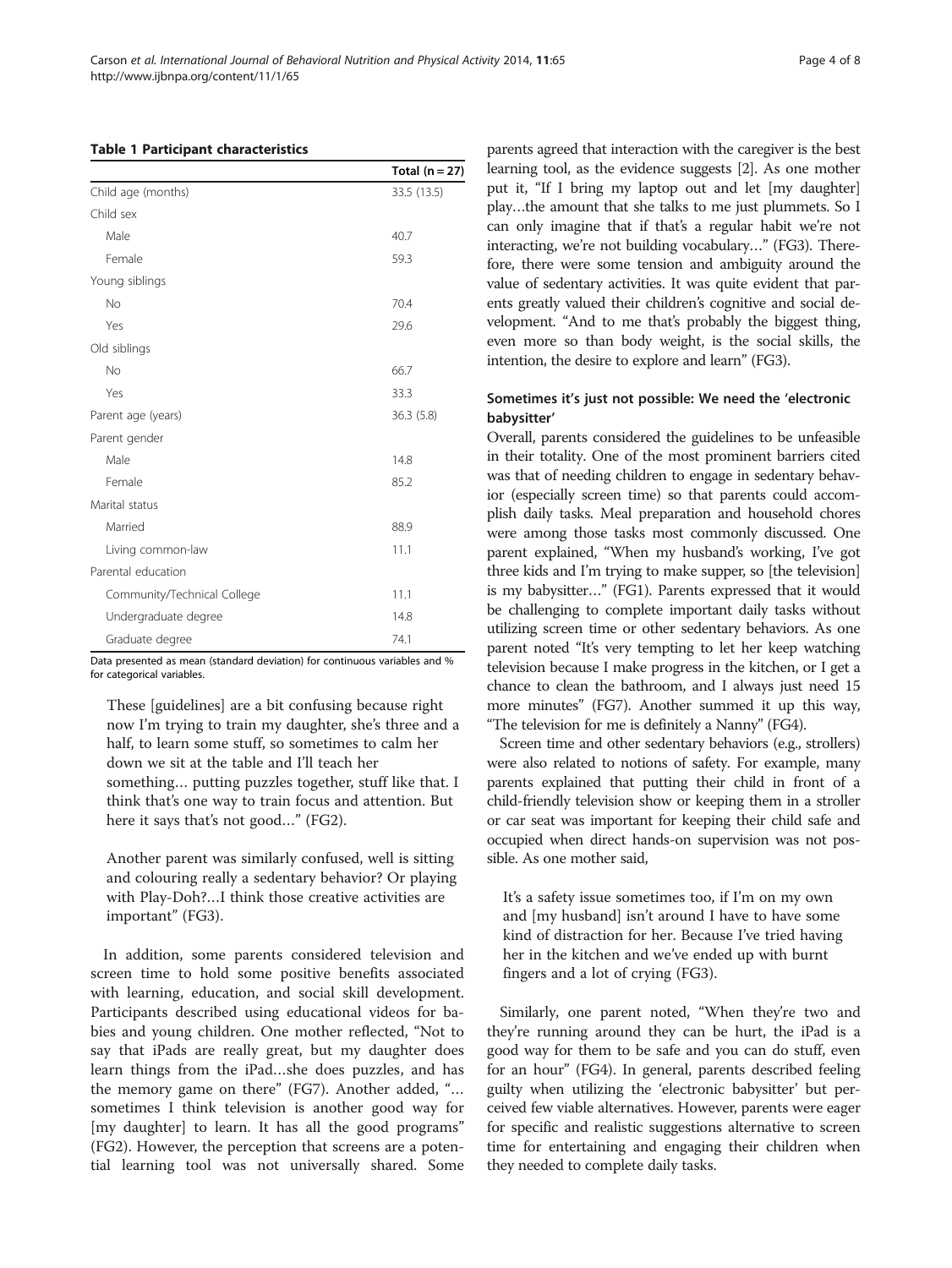**Table 1 Participant characteristics**

| | Total (n = 27) |
|---|---|
| Child age (months) | 33.5 (13.5) |
| Child sex | |
| Male | 40.7 |
| Female | 59.3 |
| Young siblings | |
| No | 70.4 |
| Yes | 29.6 |
| Old siblings | |
| No | 66.7 |
| Yes | 33.3 |
| Parent age (years) | 36.3 (5.8) |
| Parent gender | |
| Male | 14.8 |
| Female | 85.2 |
| Marital status | |
| Married | 88.9 |
| Living common-law | 11.1 |
| Parental education | |
| Community/Technical College | 11.1 |
| Undergraduate degree | 14.8 |
| Graduate degree | 74.1 |

Data presented as mean (standard deviation) for continuous variables and % for categorical variables.

> These [guidelines] are a bit confusing because right now I'm trying to train my daughter, she's three and a half, to learn some stuff, so sometimes to calm her down we sit at the table and I'll teach her something… putting puzzles together, stuff like that. I think that's one way to train focus and attention. But here it says that's not good…" (FG2).

> Another parent was similarly confused, well is sitting and colouring really a sedentary behavior? Or playing with Play-Doh?…I think those creative activities are important" (FG3).

In addition, some parents considered television and screen time to hold some positive benefits associated with learning, education, and social skill development. Participants described using educational videos for babies and young children. One mother reflected, "Not to say that iPads are really great, but my daughter does learn things from the iPad…she does puzzles, and has the memory game on there" (FG7). Another added, "… sometimes I think television is another good way for [my daughter] to learn. It has all the good programs" (FG2). However, the perception that screens are a potential learning tool was not universally shared. Some parents agreed that interaction with the caregiver is the best learning tool, as the evidence suggests [2]. As one mother put it, "If I bring my laptop out and let [my daughter] play…the amount that she talks to me just plummets. So I can only imagine that if that's a regular habit we're not interacting, we're not building vocabulary…" (FG3). Therefore, there were some tension and ambiguity around the value of sedentary activities. It was quite evident that parents greatly valued their children's cognitive and social development. "And to me that's probably the biggest thing, even more so than body weight, is the social skills, the intention, the desire to explore and learn" (FG3).

### Sometimes it's just not possible: We need the 'electronic babysitter'

Overall, parents considered the guidelines to be unfeasible in their totality. One of the most prominent barriers cited was that of needing children to engage in sedentary behavior (especially screen time) so that parents could accomplish daily tasks. Meal preparation and household chores were among those tasks most commonly discussed. One parent explained, "When my husband's working, I've got three kids and I'm trying to make supper, so [the television] is my babysitter…" (FG1). Parents expressed that it would be challenging to complete important daily tasks without utilizing screen time or other sedentary behaviors. As one parent noted "It's very tempting to let her keep watching television because I make progress in the kitchen, or I get a chance to clean the bathroom, and I always just need 15 more minutes" (FG7). Another summed it up this way, "The television for me is definitely a Nanny" (FG4).

Screen time and other sedentary behaviors (e.g., strollers) were also related to notions of safety. For example, many parents explained that putting their child in front of a child-friendly television show or keeping them in a stroller or car seat was important for keeping their child safe and occupied when direct hands-on supervision was not possible. As one mother said,

> It's a safety issue sometimes too, if I'm on my own and [my husband] isn't around I have to have some kind of distraction for her. Because I've tried having her in the kitchen and we've ended up with burnt fingers and a lot of crying (FG3).

Similarly, one parent noted, "When they're two and they're running around they can be hurt, the iPad is a good way for them to be safe and you can do stuff, even for an hour" (FG4). In general, parents described feeling guilty when utilizing the 'electronic babysitter' but perceived few viable alternatives. However, parents were eager for specific and realistic suggestions alternative to screen time for entertaining and engaging their children when they needed to complete daily tasks.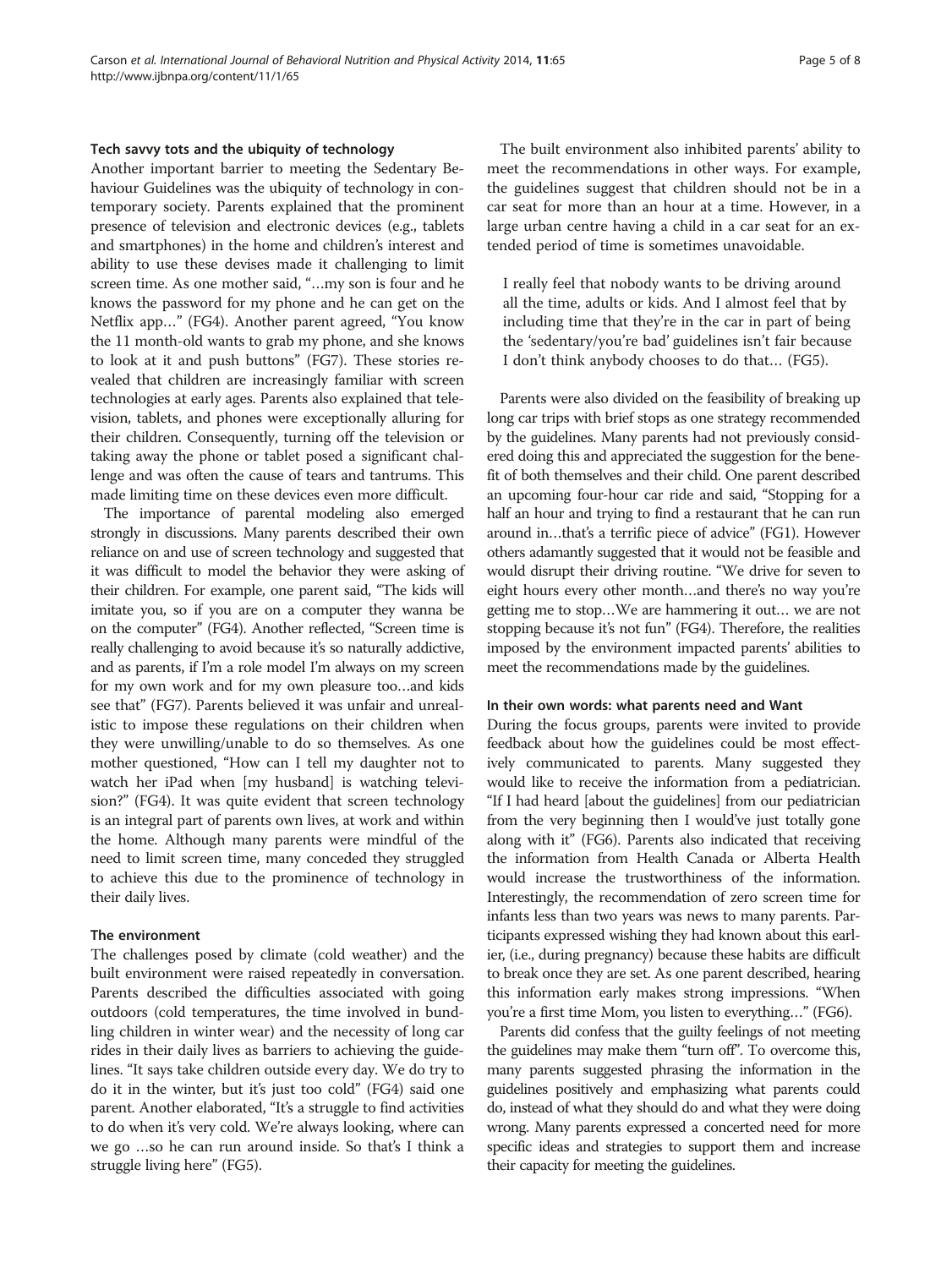### Tech savvy tots and the ubiquity of technology

Another important barrier to meeting the Sedentary Behaviour Guidelines was the ubiquity of technology in contemporary society. Parents explained that the prominent presence of television and electronic devices (e.g., tablets and smartphones) in the home and children's interest and ability to use these devises made it challenging to limit screen time. As one mother said, "…my son is four and he knows the password for my phone and he can get on the Netflix app…" (FG4). Another parent agreed, "You know the 11 month-old wants to grab my phone, and she knows to look at it and push buttons" (FG7). These stories revealed that children are increasingly familiar with screen technologies at early ages. Parents also explained that television, tablets, and phones were exceptionally alluring for their children. Consequently, turning off the television or taking away the phone or tablet posed a significant challenge and was often the cause of tears and tantrums. This made limiting time on these devices even more difficult.

The importance of parental modeling also emerged strongly in discussions. Many parents described their own reliance on and use of screen technology and suggested that it was difficult to model the behavior they were asking of their children. For example, one parent said, "The kids will imitate you, so if you are on a computer they wanna be on the computer" (FG4). Another reflected, "Screen time is really challenging to avoid because it's so naturally addictive, and as parents, if I'm a role model I'm always on my screen for my own work and for my own pleasure too…and kids see that" (FG7). Parents believed it was unfair and unrealistic to impose these regulations on their children when they were unwilling/unable to do so themselves. As one mother questioned, "How can I tell my daughter not to watch her iPad when [my husband] is watching television?" (FG4). It was quite evident that screen technology is an integral part of parents own lives, at work and within the home. Although many parents were mindful of the need to limit screen time, many conceded they struggled to achieve this due to the prominence of technology in their daily lives.

### The environment

The challenges posed by climate (cold weather) and the built environment were raised repeatedly in conversation. Parents described the difficulties associated with going outdoors (cold temperatures, the time involved in bundling children in winter wear) and the necessity of long car rides in their daily lives as barriers to achieving the guidelines. "It says take children outside every day. We do try to do it in the winter, but it's just too cold" (FG4) said one parent. Another elaborated, "It's a struggle to find activities to do when it's very cold. We're always looking, where can we go …so he can run around inside. So that's I think a struggle living here" (FG5).

The built environment also inhibited parents' ability to meet the recommendations in other ways. For example, the guidelines suggest that children should not be in a car seat for more than an hour at a time. However, in a large urban centre having a child in a car seat for an extended period of time is sometimes unavoidable.

> I really feel that nobody wants to be driving around all the time, adults or kids. And I almost feel that by including time that they're in the car in part of being the 'sedentary/you're bad' guidelines isn't fair because I don't think anybody chooses to do that… (FG5).

Parents were also divided on the feasibility of breaking up long car trips with brief stops as one strategy recommended by the guidelines. Many parents had not previously considered doing this and appreciated the suggestion for the benefit of both themselves and their child. One parent described an upcoming four-hour car ride and said, "Stopping for a half an hour and trying to find a restaurant that he can run around in…that's a terrific piece of advice" (FG1). However others adamantly suggested that it would not be feasible and would disrupt their driving routine. "We drive for seven to eight hours every other month…and there's no way you're getting me to stop…We are hammering it out… we are not stopping because it's not fun" (FG4). Therefore, the realities imposed by the environment impacted parents' abilities to meet the recommendations made by the guidelines.

### In their own words: what parents need and Want

During the focus groups, parents were invited to provide feedback about how the guidelines could be most effectively communicated to parents. Many suggested they would like to receive the information from a pediatrician. "If I had heard [about the guidelines] from our pediatrician from the very beginning then I would've just totally gone along with it" (FG6). Parents also indicated that receiving the information from Health Canada or Alberta Health would increase the trustworthiness of the information. Interestingly, the recommendation of zero screen time for infants less than two years was news to many parents. Participants expressed wishing they had known about this earlier, (i.e., during pregnancy) because these habits are difficult to break once they are set. As one parent described, hearing this information early makes strong impressions. "When you're a first time Mom, you listen to everything…" (FG6).

Parents did confess that the guilty feelings of not meeting the guidelines may make them "turn off". To overcome this, many parents suggested phrasing the information in the guidelines positively and emphasizing what parents could do, instead of what they should do and what they were doing wrong. Many parents expressed a concerted need for more specific ideas and strategies to support them and increase their capacity for meeting the guidelines.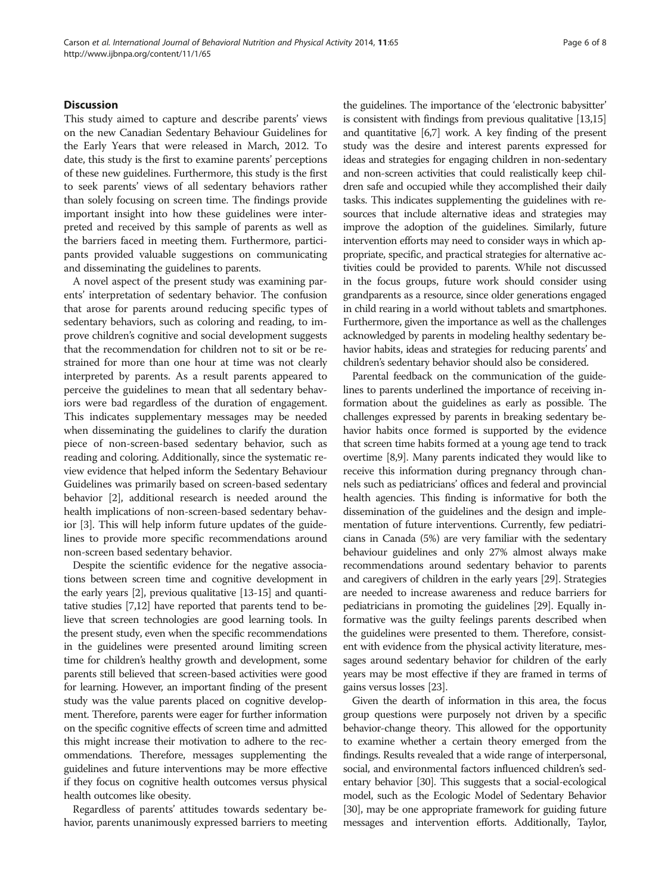## Discussion

This study aimed to capture and describe parents' views on the new Canadian Sedentary Behaviour Guidelines for the Early Years that were released in March, 2012. To date, this study is the first to examine parents' perceptions of these new guidelines. Furthermore, this study is the first to seek parents' views of all sedentary behaviors rather than solely focusing on screen time. The findings provide important insight into how these guidelines were interpreted and received by this sample of parents as well as the barriers faced in meeting them. Furthermore, participants provided valuable suggestions on communicating and disseminating the guidelines to parents.

A novel aspect of the present study was examining parents' interpretation of sedentary behavior. The confusion that arose for parents around reducing specific types of sedentary behaviors, such as coloring and reading, to improve children's cognitive and social development suggests that the recommendation for children not to sit or be restrained for more than one hour at time was not clearly interpreted by parents. As a result parents appeared to perceive the guidelines to mean that all sedentary behaviors were bad regardless of the duration of engagement. This indicates supplementary messages may be needed when disseminating the guidelines to clarify the duration piece of non-screen-based sedentary behavior, such as reading and coloring. Additionally, since the systematic review evidence that helped inform the Sedentary Behaviour Guidelines was primarily based on screen-based sedentary behavior [2], additional research is needed around the health implications of non-screen-based sedentary behavior [3]. This will help inform future updates of the guidelines to provide more specific recommendations around non-screen based sedentary behavior.

Despite the scientific evidence for the negative associations between screen time and cognitive development in the early years [2], previous qualitative [13-15] and quantitative studies [7,12] have reported that parents tend to believe that screen technologies are good learning tools. In the present study, even when the specific recommendations in the guidelines were presented around limiting screen time for children's healthy growth and development, some parents still believed that screen-based activities were good for learning. However, an important finding of the present study was the value parents placed on cognitive development. Therefore, parents were eager for further information on the specific cognitive effects of screen time and admitted this might increase their motivation to adhere to the recommendations. Therefore, messages supplementing the guidelines and future interventions may be more effective if they focus on cognitive health outcomes versus physical health outcomes like obesity.

Regardless of parents' attitudes towards sedentary behavior, parents unanimously expressed barriers to meeting the guidelines. The importance of the 'electronic babysitter' is consistent with findings from previous qualitative [13,15] and quantitative [6,7] work. A key finding of the present study was the desire and interest parents expressed for ideas and strategies for engaging children in non-sedentary and non-screen activities that could realistically keep children safe and occupied while they accomplished their daily tasks. This indicates supplementing the guidelines with resources that include alternative ideas and strategies may improve the adoption of the guidelines. Similarly, future intervention efforts may need to consider ways in which appropriate, specific, and practical strategies for alternative activities could be provided to parents. While not discussed in the focus groups, future work should consider using grandparents as a resource, since older generations engaged in child rearing in a world without tablets and smartphones. Furthermore, given the importance as well as the challenges acknowledged by parents in modeling healthy sedentary behavior habits, ideas and strategies for reducing parents' and children's sedentary behavior should also be considered.

Parental feedback on the communication of the guidelines to parents underlined the importance of receiving information about the guidelines as early as possible. The challenges expressed by parents in breaking sedentary behavior habits once formed is supported by the evidence that screen time habits formed at a young age tend to track overtime [8,9]. Many parents indicated they would like to receive this information during pregnancy through channels such as pediatricians' offices and federal and provincial health agencies. This finding is informative for both the dissemination of the guidelines and the design and implementation of future interventions. Currently, few pediatricians in Canada (5%) are very familiar with the sedentary behaviour guidelines and only 27% almost always make recommendations around sedentary behavior to parents and caregivers of children in the early years [29]. Strategies are needed to increase awareness and reduce barriers for pediatricians in promoting the guidelines [29]. Equally informative was the guilty feelings parents described when the guidelines were presented to them. Therefore, consistent with evidence from the physical activity literature, messages around sedentary behavior for children of the early years may be most effective if they are framed in terms of gains versus losses [23].

Given the dearth of information in this area, the focus group questions were purposely not driven by a specific behavior-change theory. This allowed for the opportunity to examine whether a certain theory emerged from the findings. Results revealed that a wide range of interpersonal, social, and environmental factors influenced children's sedentary behavior [30]. This suggests that a social-ecological model, such as the Ecologic Model of Sedentary Behavior [30], may be one appropriate framework for guiding future messages and intervention efforts. Additionally, Taylor,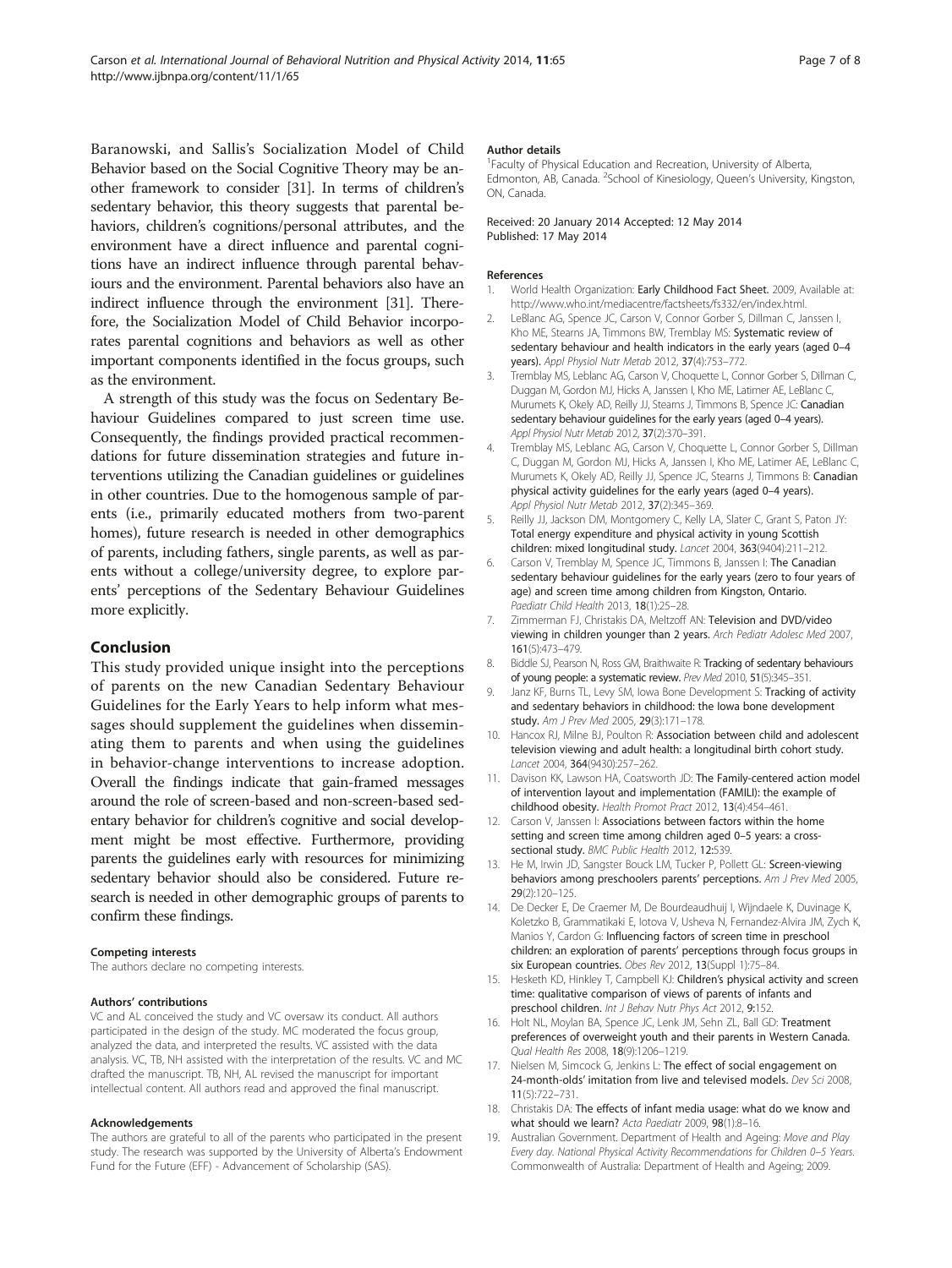Baranowski, and Sallis's Socialization Model of Child Behavior based on the Social Cognitive Theory may be another framework to consider [31]. In terms of children's sedentary behavior, this theory suggests that parental behaviors, children's cognitions/personal attributes, and the environment have a direct influence and parental cognitions have an indirect influence through parental behaviours and the environment. Parental behaviors also have an indirect influence through the environment [31]. Therefore, the Socialization Model of Child Behavior incorporates parental cognitions and behaviors as well as other important components identified in the focus groups, such as the environment.

A strength of this study was the focus on Sedentary Behaviour Guidelines compared to just screen time use. Consequently, the findings provided practical recommendations for future dissemination strategies and future interventions utilizing the Canadian guidelines or guidelines in other countries. Due to the homogenous sample of parents (i.e., primarily educated mothers from two-parent homes), future research is needed in other demographics of parents, including fathers, single parents, as well as parents without a college/university degree, to explore parents' perceptions of the Sedentary Behaviour Guidelines more explicitly.

## Conclusion

This study provided unique insight into the perceptions of parents on the new Canadian Sedentary Behaviour Guidelines for the Early Years to help inform what messages should supplement the guidelines when disseminating them to parents and when using the guidelines in behavior-change interventions to increase adoption. Overall the findings indicate that gain-framed messages around the role of screen-based and non-screen-based sedentary behavior for children's cognitive and social development might be most effective. Furthermore, providing parents the guidelines early with resources for minimizing sedentary behavior should also be considered. Future research is needed in other demographic groups of parents to confirm these findings.

#### Competing interests

The authors declare no competing interests.

#### Authors' contributions

VC and AL conceived the study and VC oversaw its conduct. All authors participated in the design of the study. MC moderated the focus group, analyzed the data, and interpreted the results. VC assisted with the data analysis. VC, TB, NH assisted with the interpretation of the results. VC and MC drafted the manuscript. TB, NH, AL revised the manuscript for important intellectual content. All authors read and approved the final manuscript.

#### Acknowledgements

The authors are grateful to all of the parents who participated in the present study. The research was supported by the University of Alberta's Endowment Fund for the Future (EFF) - Advancement of Scholarship (SAS).

#### Author details

[1]Faculty of Physical Education and Recreation, University of Alberta, Edmonton, AB, Canada. [2]School of Kinesiology, Queen's University, Kingston, ON, Canada.

Received: 20 January 2014 Accepted: 12 May 2014
Published: 17 May 2014

#### References

1. World Health Organization: **Early Childhood Fact Sheet.** 2009, Available at: http://www.who.int/mediacentre/factsheets/fs332/en/index.html.
2. LeBlanc AG, Spence JC, Carson V, Connor Gorber S, Dillman C, Janssen I, Kho ME, Stearns JA, Timmons BW, Tremblay MS: **Systematic review of sedentary behaviour and health indicators in the early years (aged 0–4 years).** *Appl Physiol Nutr Metab* 2012, **37**(4):753–772.
3. Tremblay MS, Leblanc AG, Carson V, Choquette L, Connor Gorber S, Dillman C, Duggan M, Gordon MJ, Hicks A, Janssen I, Kho ME, Latimer AE, LeBlanc C, Murumets K, Okely AD, Reilly JJ, Stearns J, Timmons B, Spence JC: **Canadian sedentary behaviour guidelines for the early years (aged 0–4 years).** *Appl Physiol Nutr Metab* 2012, **37**(2):370–391.
4. Tremblay MS, Leblanc AG, Carson V, Choquette L, Connor Gorber S, Dillman C, Duggan M, Gordon MJ, Hicks A, Janssen I, Kho ME, Latimer AE, LeBlanc C, Murumets K, Okely AD, Reilly JJ, Spence JC, Stearns J, Timmons B: **Canadian physical activity guidelines for the early years (aged 0–4 years).** *Appl Physiol Nutr Metab* 2012, **37**(2):345–369.
5. Reilly JJ, Jackson DM, Montgomery C, Kelly LA, Slater C, Grant S, Paton JY: **Total energy expenditure and physical activity in young Scottish children: mixed longitudinal study.** *Lancet* 2004, **363**(9404):211–212.
6. Carson V, Tremblay M, Spence JC, Timmons B, Janssen I: **The Canadian sedentary behaviour guidelines for the early years (zero to four years of age) and screen time among children from Kingston, Ontario.** *Paediatr Child Health* 2013, **18**(1):25–28.
7. Zimmerman FJ, Christakis DA, Meltzoff AN: **Television and DVD/video viewing in children younger than 2 years.** *Arch Pediatr Adolesc Med* 2007, **161**(5):473–479.
8. Biddle SJ, Pearson N, Ross GM, Braithwaite R: **Tracking of sedentary behaviours of young people: a systematic review.** *Prev Med* 2010, **51**(5):345–351.
9. Janz KF, Burns TL, Levy SM, Iowa Bone Development S: **Tracking of activity and sedentary behaviors in childhood: the Iowa bone development study.** *Am J Prev Med* 2005, **29**(3):171–178.
10. Hancox RJ, Milne BJ, Poulton R: **Association between child and adolescent television viewing and adult health: a longitudinal birth cohort study.** *Lancet* 2004, **364**(9430):257–262.
11. Davison KK, Lawson HA, Coatsworth JD: **The Family-centered action model of intervention layout and implementation (FAMILI): the example of childhood obesity.** *Health Promot Pract* 2012, **13**(4):454–461.
12. Carson V, Janssen I: **Associations between factors within the home setting and screen time among children aged 0–5 years: a cross-sectional study.** *BMC Public Health* 2012, **12**:539.
13. He M, Irwin JD, Sangster Bouck LM, Tucker P, Pollett GL: **Screen-viewing behaviors among preschoolers parents' perceptions.** *Am J Prev Med* 2005, **29**(2):120–125.
14. De Decker E, De Craemer M, De Bourdeaudhuij I, Wijndaele K, Duvinage K, Koletzko B, Grammatikaki E, Iotova V, Usheva N, Fernandez-Alvira JM, Zych K, Manios Y, Cardon G: **Influencing factors of screen time in preschool children: an exploration of parents' perceptions through focus groups in six European countries.** *Obes Rev* 2012, **13**(Suppl 1):75–84.
15. Hesketh KD, Hinkley T, Campbell KJ: **Children's physical activity and screen time: qualitative comparison of views of parents of infants and preschool children.** *Int J Behav Nutr Phys Act* 2012, **9**:152.
16. Holt NL, Moylan BA, Spence JC, Lenk JM, Sehn ZL, Ball GD: **Treatment preferences of overweight youth and their parents in Western Canada.** *Qual Health Res* 2008, **18**(9):1206–1219.
17. Nielsen M, Simcock G, Jenkins L: **The effect of social engagement on 24-month-olds' imitation from live and televised models.** *Dev Sci* 2008, **11**(5):722–731.
18. Christakis DA: **The effects of infant media usage: what do we know and what should we learn?** *Acta Paediatr* 2009, **98**(1):8–16.
19. Australian Government. Department of Health and Ageing: *Move and Play Every day. National Physical Activity Recommendations for Children 0–5 Years.* Commonwealth of Australia: Department of Health and Ageing; 2009.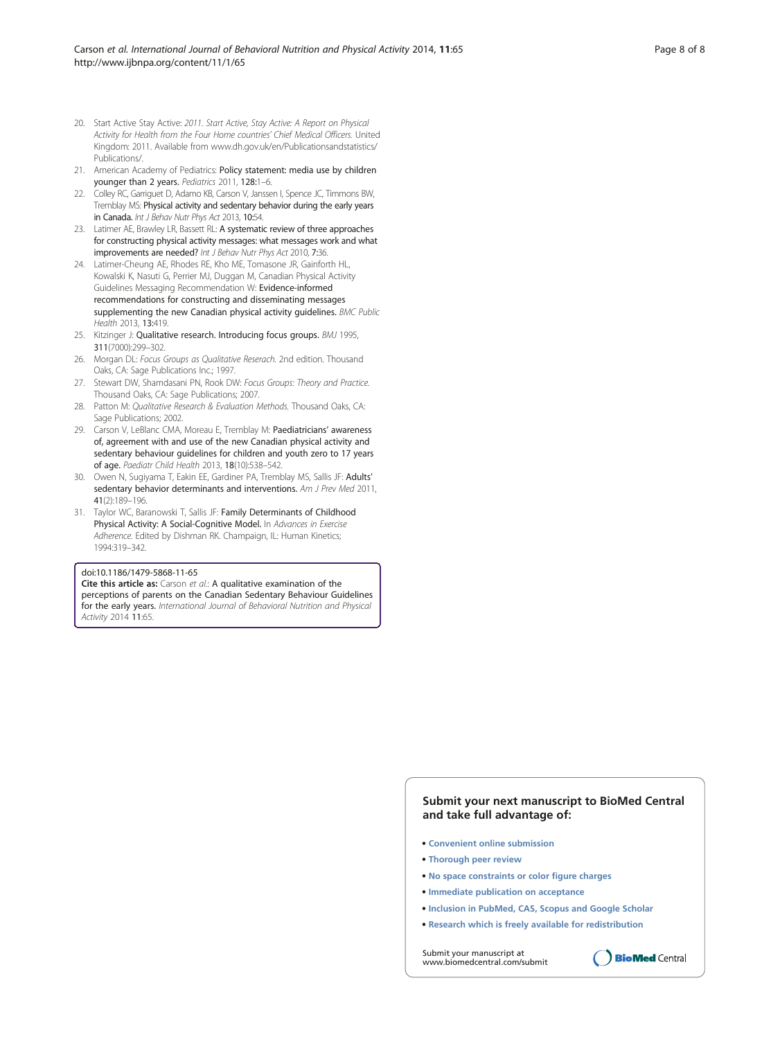20. Start Active Stay Active: *2011. Start Active, Stay Active: A Report on Physical Activity for Health from the Four Home countries' Chief Medical Officers.* United Kingdom: 2011. Available from www.dh.gov.uk/en/Publicationsandstatistics/Publications/.
21. American Academy of Pediatrics: **Policy statement: media use by children younger than 2 years.** *Pediatrics* 2011, **128:**1–6.
22. Colley RC, Garriguet D, Adamo KB, Carson V, Janssen I, Spence JC, Timmons BW, Tremblay MS: **Physical activity and sedentary behavior during the early years in Canada.** *Int J Behav Nutr Phys Act* 2013, **10:**54.
23. Latimer AE, Brawley LR, Bassett RL: **A systematic review of three approaches for constructing physical activity messages: what messages work and what improvements are needed?** *Int J Behav Nutr Phys Act* 2010, **7:**36.
24. Latimer-Cheung AE, Rhodes RE, Kho ME, Tomasone JR, Gainforth HL, Kowalski K, Nasuti G, Perrier MJ, Duggan M, Canadian Physical Activity Guidelines Messaging Recommendation W: **Evidence-informed recommendations for constructing and disseminating messages supplementing the new Canadian physical activity guidelines.** *BMC Public Health* 2013, **13:**419.
25. Kitzinger J: **Qualitative research. Introducing focus groups.** *BMJ* 1995, **311**(7000):299–302.
26. Morgan DL: *Focus Groups as Qualitative Reserach.* 2nd edition. Thousand Oaks, CA: Sage Publications Inc.; 1997.
27. Stewart DW, Shamdasani PN, Rook DW: *Focus Groups: Theory and Practice.* Thousand Oaks, CA: Sage Publications; 2007.
28. Patton M: *Qualitative Research & Evaluation Methods.* Thousand Oaks, CA: Sage Publications; 2002.
29. Carson V, LeBlanc CMA, Moreau E, Tremblay M: **Paediatricians' awareness of, agreement with and use of the new Canadian physical activity and sedentary behaviour guidelines for children and youth zero to 17 years of age.** *Paediatr Child Health* 2013, **18**(10):538–542.
30. Owen N, Sugiyama T, Eakin EE, Gardiner PA, Tremblay MS, Sallis JF: **Adults' sedentary behavior determinants and interventions.** *Am J Prev Med* 2011, **41**(2):189–196.
31. Taylor WC, Baranowski T, Sallis JF: **Family Determinants of Childhood Physical Activity: A Social-Cognitive Model.** In *Advances in Exercise Adherence.* Edited by Dishman RK. Champaign, IL: Human Kinetics; 1994:319–342.

doi:10.1186/1479-5868-11-65

**Cite this article as:** Carson *et al.*: A qualitative examination of the perceptions of parents on the Canadian Sedentary Behaviour Guidelines for the early years. *International Journal of Behavioral Nutrition and Physical Activity* 2014 **11**:65.

**Submit your next manuscript to BioMed Central and take full advantage of:**

- **Convenient online submission**
- **Thorough peer review**
- **No space constraints or color figure charges**
- **Immediate publication on acceptance**
- **Inclusion in PubMed, CAS, Scopus and Google Scholar**
- **Research which is freely available for redistribution**

Submit your manuscript at www.biomedcentral.com/submit

BioMed Central